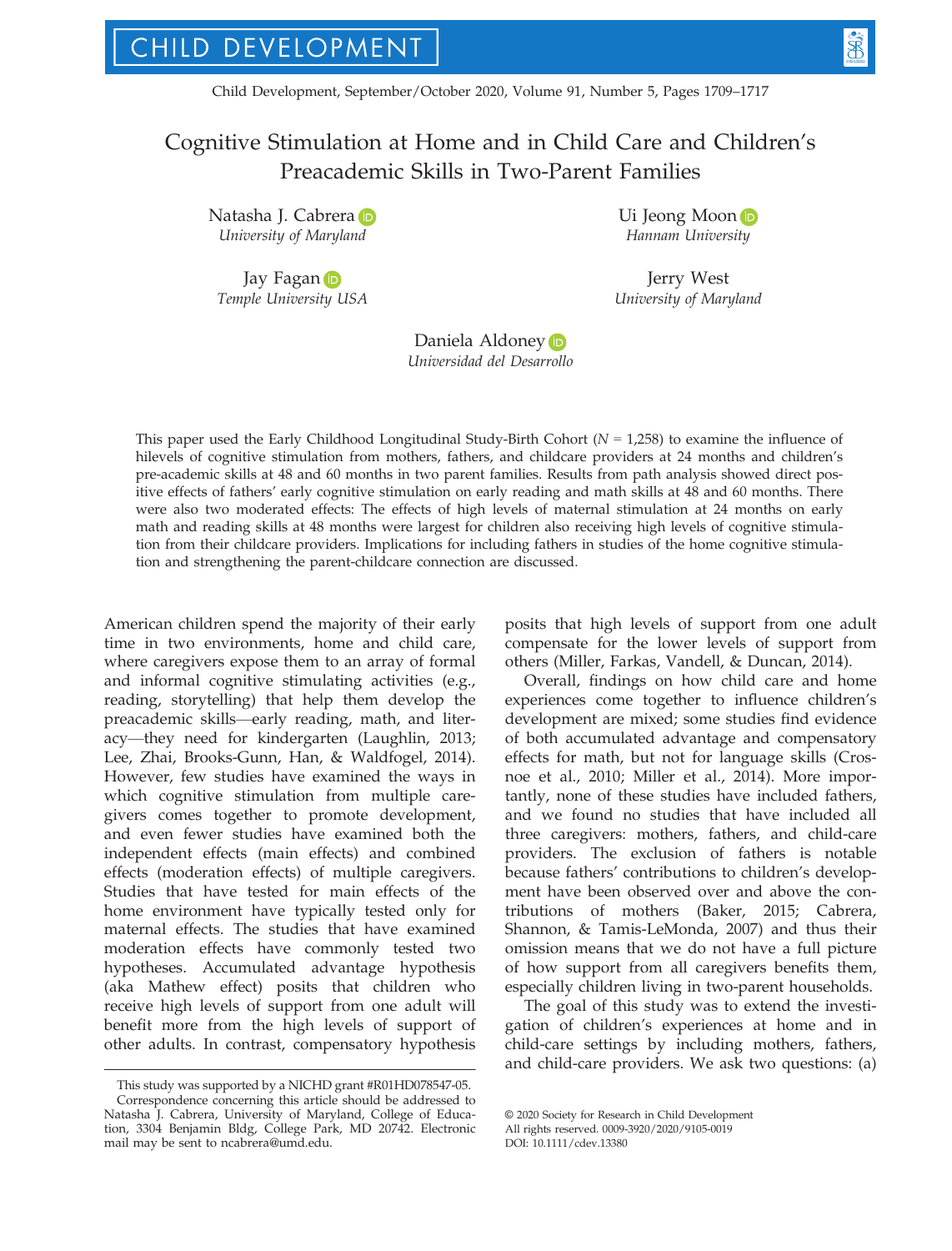# Cognitive Stimulation at Home and in Child Care and Children's Preacademic Skills in Two-Parent Families

Natasha J. Cabrera
*University of Maryland*

Ui Jeong Moon
*Hannam University*

Jay Fagan
*Temple University USA*

Jerry West
*University of Maryland*

Daniela Aldoney
*Universidad del Desarrollo*

This paper used the Early Childhood Longitudinal Study-Birth Cohort ($N$ = 1,258) to examine the influence of hilevels of cognitive stimulation from mothers, fathers, and childcare providers at 24 months and children's pre-academic skills at 48 and 60 months in two parent families. Results from path analysis showed direct positive effects of fathers' early cognitive stimulation on early reading and math skills at 48 and 60 months. There were also two moderated effects: The effects of high levels of maternal stimulation at 24 months on early math and reading skills at 48 months were largest for children also receiving high levels of cognitive stimulation from their childcare providers. Implications for including fathers in studies of the home cognitive stimulation and strengthening the parent-childcare connection are discussed.

American children spend the majority of their early time in two environments, home and child care, where caregivers expose them to an array of formal and informal cognitive stimulating activities (e.g., reading, storytelling) that help them develop the preacademic skills—early reading, math, and literacy—they need for kindergarten (Laughlin, 2013; Lee, Zhai, Brooks-Gunn, Han, & Waldfogel, 2014). However, few studies have examined the ways in which cognitive stimulation from multiple caregivers comes together to promote development, and even fewer studies have examined both the independent effects (main effects) and combined effects (moderation effects) of multiple caregivers. Studies that have tested for main effects of the home environment have typically tested only for maternal effects. The studies that have examined moderation effects have commonly tested two hypotheses. Accumulated advantage hypothesis (aka Mathew effect) posits that children who receive high levels of support from one adult will benefit more from the high levels of support of other adults. In contrast, compensatory hypothesis posits that high levels of support from one adult compensate for the lower levels of support from others (Miller, Farkas, Vandell, & Duncan, 2014).

Overall, findings on how child care and home experiences come together to influence children's development are mixed; some studies find evidence of both accumulated advantage and compensatory effects for math, but not for language skills (Crosnoe et al., 2010; Miller et al., 2014). More importantly, none of these studies have included fathers, and we found no studies that have included all three caregivers: mothers, fathers, and child-care providers. The exclusion of fathers is notable because fathers' contributions to children's development have been observed over and above the contributions of mothers (Baker, 2015; Cabrera, Shannon, & Tamis-LeMonda, 2007) and thus their omission means that we do not have a full picture of how support from all caregivers benefits them, especially children living in two-parent households.

The goal of this study was to extend the investigation of children's experiences at home and in child-care settings by including mothers, fathers, and child-care providers. We ask two questions: (a)

This study was supported by a NICHD grant #R01HD078547-05.
Correspondence concerning this article should be addressed to Natasha J. Cabrera, University of Maryland, College of Education, 3304 Benjamin Bldg, College Park, MD 20742. Electronic mail may be sent to ncabrera@umd.edu.

© 2020 Society for Research in Child Development
All rights reserved. 0009-3920/2020/9105-0019
DOI: 10.1111/cdev.13380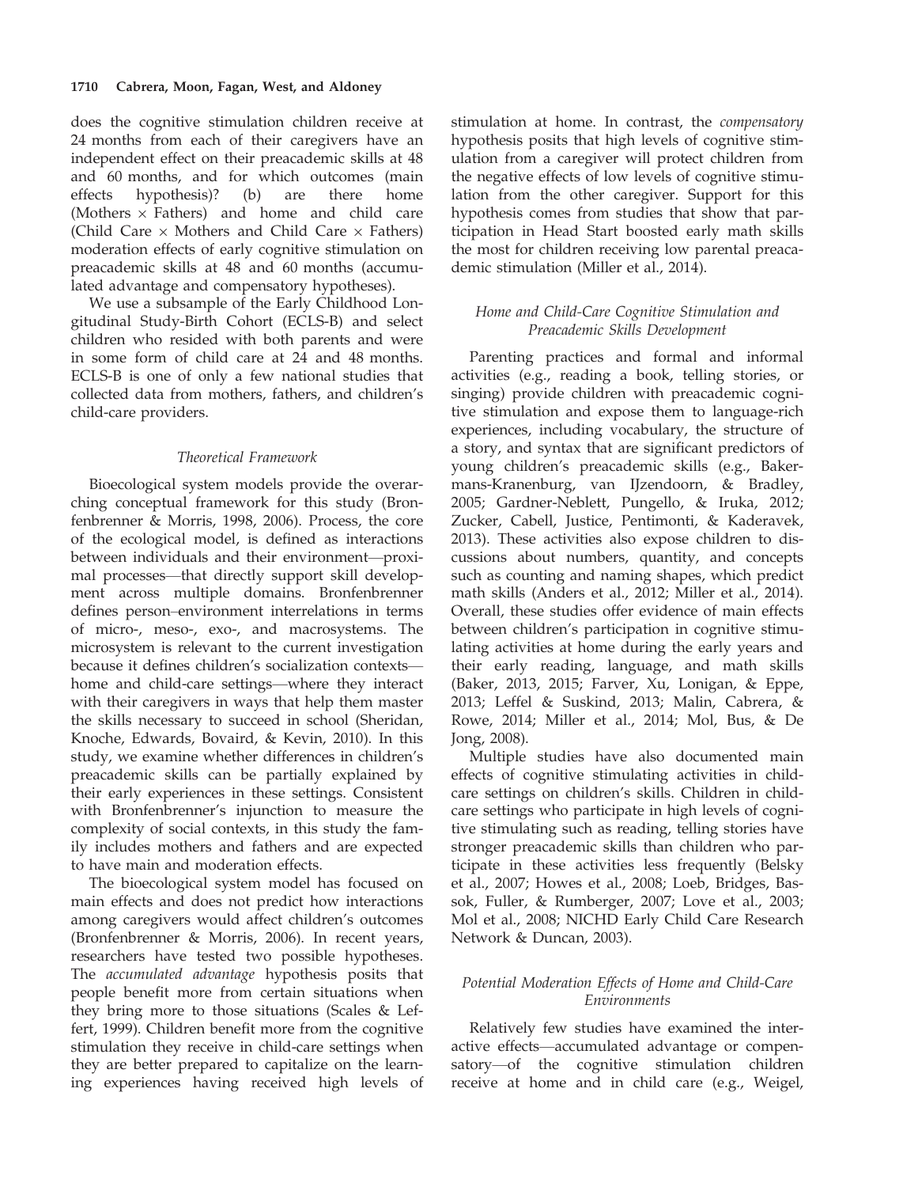does the cognitive stimulation children receive at 24 months from each of their caregivers have an independent effect on their preacademic skills at 48 and 60 months, and for which outcomes (main effects hypothesis)? (b) are there home (Mothers × Fathers) and home and child care (Child Care × Mothers and Child Care × Fathers) moderation effects of early cognitive stimulation on preacademic skills at 48 and 60 months (accumulated advantage and compensatory hypotheses).

We use a subsample of the Early Childhood Longitudinal Study-Birth Cohort (ECLS-B) and select children who resided with both parents and were in some form of child care at 24 and 48 months. ECLS-B is one of only a few national studies that collected data from mothers, fathers, and children's child-care providers.

### Theoretical Framework

Bioecological system models provide the overarching conceptual framework for this study (Bronfenbrenner & Morris, 1998, 2006). Process, the core of the ecological model, is defined as interactions between individuals and their environment—proximal processes—that directly support skill development across multiple domains. Bronfenbrenner defines person–environment interrelations in terms of micro-, meso-, exo-, and macrosystems. The microsystem is relevant to the current investigation because it defines children's socialization contexts—home and child-care settings—where they interact with their caregivers in ways that help them master the skills necessary to succeed in school (Sheridan, Knoche, Edwards, Bovaird, & Kevin, 2010). In this study, we examine whether differences in children's preacademic skills can be partially explained by their early experiences in these settings. Consistent with Bronfenbrenner's injunction to measure the complexity of social contexts, in this study the family includes mothers and fathers and are expected to have main and moderation effects.

The bioecological system model has focused on main effects and does not predict how interactions among caregivers would affect children's outcomes (Bronfenbrenner & Morris, 2006). In recent years, researchers have tested two possible hypotheses. The *accumulated advantage* hypothesis posits that people benefit more from certain situations when they bring more to those situations (Scales & Leffert, 1999). Children benefit more from the cognitive stimulation they receive in child-care settings when they are better prepared to capitalize on the learning experiences having received high levels of stimulation at home. In contrast, the *compensatory* hypothesis posits that high levels of cognitive stimulation from a caregiver will protect children from the negative effects of low levels of cognitive stimulation from the other caregiver. Support for this hypothesis comes from studies that show that participation in Head Start boosted early math skills the most for children receiving low parental preacademic stimulation (Miller et al., 2014).

### Home and Child-Care Cognitive Stimulation and Preacademic Skills Development

Parenting practices and formal and informal activities (e.g., reading a book, telling stories, or singing) provide children with preacademic cognitive stimulation and expose them to language-rich experiences, including vocabulary, the structure of a story, and syntax that are significant predictors of young children's preacademic skills (e.g., Bakermans-Kranenburg, van IJzendoorn, & Bradley, 2005; Gardner-Neblett, Pungello, & Iruka, 2012; Zucker, Cabell, Justice, Pentimonti, & Kaderavek, 2013). These activities also expose children to discussions about numbers, quantity, and concepts such as counting and naming shapes, which predict math skills (Anders et al., 2012; Miller et al., 2014). Overall, these studies offer evidence of main effects between children's participation in cognitive stimulating activities at home during the early years and their early reading, language, and math skills (Baker, 2013, 2015; Farver, Xu, Lonigan, & Eppe, 2013; Leffel & Suskind, 2013; Malin, Cabrera, & Rowe, 2014; Miller et al., 2014; Mol, Bus, & De Jong, 2008).

Multiple studies have also documented main effects of cognitive stimulating activities in child-care settings on children's skills. Children in child-care settings who participate in high levels of cognitive stimulating such as reading, telling stories have stronger preacademic skills than children who participate in these activities less frequently (Belsky et al., 2007; Howes et al., 2008; Loeb, Bridges, Bassok, Fuller, & Rumberger, 2007; Love et al., 2003; Mol et al., 2008; NICHD Early Child Care Research Network & Duncan, 2003).

### Potential Moderation Effects of Home and Child-Care Environments

Relatively few studies have examined the interactive effects—accumulated advantage or compensatory—of the cognitive stimulation children receive at home and in child care (e.g., Weigel,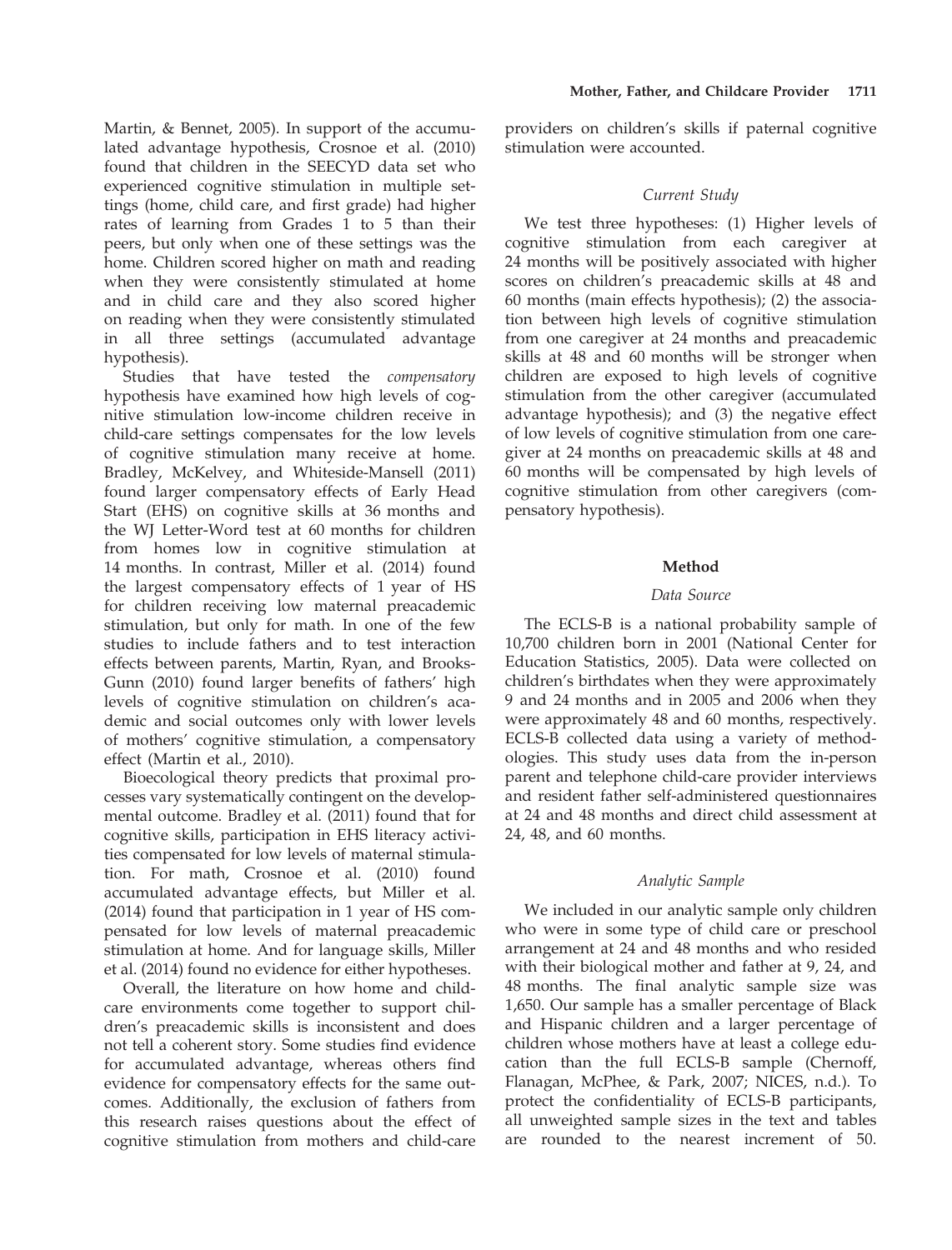Martin, & Bennet, 2005). In support of the accumulated advantage hypothesis, Crosnoe et al. (2010) found that children in the SEECYD data set who experienced cognitive stimulation in multiple settings (home, child care, and first grade) had higher rates of learning from Grades 1 to 5 than their peers, but only when one of these settings was the home. Children scored higher on math and reading when they were consistently stimulated at home and in child care and they also scored higher on reading when they were consistently stimulated in all three settings (accumulated advantage hypothesis).

Studies that have tested the *compensatory* hypothesis have examined how high levels of cognitive stimulation low-income children receive in child-care settings compensates for the low levels of cognitive stimulation many receive at home. Bradley, McKelvey, and Whiteside-Mansell (2011) found larger compensatory effects of Early Head Start (EHS) on cognitive skills at 36 months and the WJ Letter-Word test at 60 months for children from homes low in cognitive stimulation at 14 months. In contrast, Miller et al. (2014) found the largest compensatory effects of 1 year of HS for children receiving low maternal preacademic stimulation, but only for math. In one of the few studies to include fathers and to test interaction effects between parents, Martin, Ryan, and Brooks-Gunn (2010) found larger benefits of fathers' high levels of cognitive stimulation on children's academic and social outcomes only with lower levels of mothers' cognitive stimulation, a compensatory effect (Martin et al., 2010).

Bioecological theory predicts that proximal processes vary systematically contingent on the developmental outcome. Bradley et al. (2011) found that for cognitive skills, participation in EHS literacy activities compensated for low levels of maternal stimulation. For math, Crosnoe et al. (2010) found accumulated advantage effects, but Miller et al. (2014) found that participation in 1 year of HS compensated for low levels of maternal preacademic stimulation at home. And for language skills, Miller et al. (2014) found no evidence for either hypotheses.

Overall, the literature on how home and child-care environments come together to support children's preacademic skills is inconsistent and does not tell a coherent story. Some studies find evidence for accumulated advantage, whereas others find evidence for compensatory effects for the same outcomes. Additionally, the exclusion of fathers from this research raises questions about the effect of cognitive stimulation from mothers and child-care providers on children's skills if paternal cognitive stimulation were accounted.

### *Current Study*

We test three hypotheses: (1) Higher levels of cognitive stimulation from each caregiver at 24 months will be positively associated with higher scores on children's preacademic skills at 48 and 60 months (main effects hypothesis); (2) the association between high levels of cognitive stimulation from one caregiver at 24 months and preacademic skills at 48 and 60 months will be stronger when children are exposed to high levels of cognitive stimulation from the other caregiver (accumulated advantage hypothesis); and (3) the negative effect of low levels of cognitive stimulation from one caregiver at 24 months on preacademic skills at 48 and 60 months will be compensated by high levels of cognitive stimulation from other caregivers (compensatory hypothesis).

## Method

### *Data Source*

The ECLS-B is a national probability sample of 10,700 children born in 2001 (National Center for Education Statistics, 2005). Data were collected on children's birthdates when they were approximately 9 and 24 months and in 2005 and 2006 when they were approximately 48 and 60 months, respectively. ECLS-B collected data using a variety of methodologies. This study uses data from the in-person parent and telephone child-care provider interviews and resident father self-administered questionnaires at 24 and 48 months and direct child assessment at 24, 48, and 60 months.

### *Analytic Sample*

We included in our analytic sample only children who were in some type of child care or preschool arrangement at 24 and 48 months and who resided with their biological mother and father at 9, 24, and 48 months. The final analytic sample size was 1,650. Our sample has a smaller percentage of Black and Hispanic children and a larger percentage of children whose mothers have at least a college education than the full ECLS-B sample (Chernoff, Flanagan, McPhee, & Park, 2007; NICES, n.d.). To protect the confidentiality of ECLS-B participants, all unweighted sample sizes in the text and tables are rounded to the nearest increment of 50.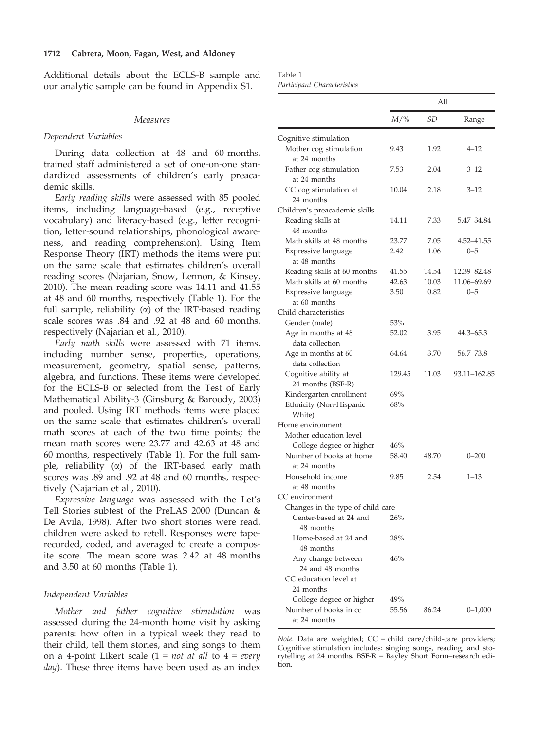Additional details about the ECLS-B sample and our analytic sample can be found in Appendix S1.

### Measures

#### Dependent Variables

During data collection at 48 and 60 months, trained staff administered a set of one-on-one standardized assessments of children's early preacademic skills.

*Early reading skills* were assessed with 85 pooled items, including language-based (e.g., receptive vocabulary) and literacy-based (e.g., letter recognition, letter-sound relationships, phonological awareness, and reading comprehension). Using Item Response Theory (IRT) methods the items were put on the same scale that estimates children's overall reading scores (Najarian, Snow, Lennon, & Kinsey, 2010). The mean reading score was 14.11 and 41.55 at 48 and 60 months, respectively (Table 1). For the full sample, reliability ($\alpha$) of the IRT-based reading scale scores was .84 and .92 at 48 and 60 months, respectively (Najarian et al., 2010).

*Early math skills* were assessed with 71 items, including number sense, properties, operations, measurement, geometry, spatial sense, patterns, algebra, and functions. These items were developed for the ECLS-B or selected from the Test of Early Mathematical Ability-3 (Ginsburg & Baroody, 2003) and pooled. Using IRT methods items were placed on the same scale that estimates children's overall math scores at each of the two time points; the mean math scores were 23.77 and 42.63 at 48 and 60 months, respectively (Table 1). For the full sample, reliability ($\alpha$) of the IRT-based early math scores was .89 and .92 at 48 and 60 months, respectively (Najarian et al., 2010).

*Expressive language* was assessed with the Let's Tell Stories subtest of the PreLAS 2000 (Duncan & De Avila, 1998). After two short stories were read, children were asked to retell. Responses were tape-recorded, coded, and averaged to create a composite score. The mean score was 2.42 at 48 months and 3.50 at 60 months (Table 1).

#### Independent Variables

*Mother and father cognitive stimulation* was assessed during the 24-month home visit by asking parents: how often in a typical week they read to their child, tell them stories, and sing songs to them on a 4-point Likert scale (1 = *not at all* to 4 = *every day*). These three items have been used as an index

Table 1
*Participant Characteristics*

| | All | | |
|---|---|---|---|
| | *M*/% | *SD* | Range |
| Cognitive stimulation | | | |
| Mother cog stimulation at 24 months | 9.43 | 1.92 | 4–12 |
| Father cog stimulation at 24 months | 7.53 | 2.04 | 3–12 |
| CC cog stimulation at 24 months | 10.04 | 2.18 | 3–12 |
| Children's preacademic skills | | | |
| Reading skills at 48 months | 14.11 | 7.33 | 5.47–34.84 |
| Math skills at 48 months | 23.77 | 7.05 | 4.52–41.55 |
| Expressive language at 48 months | 2.42 | 1.06 | 0–5 |
| Reading skills at 60 months | 41.55 | 14.54 | 12.39–82.48 |
| Math skills at 60 months | 42.63 | 10.03 | 11.06–69.69 |
| Expressive language at 60 months | 3.50 | 0.82 | 0–5 |
| Child characteristics | | | |
| Gender (male) | 53% | | |
| Age in months at 48 data collection | 52.02 | 3.95 | 44.3–65.3 |
| Age in months at 60 data collection | 64.64 | 3.70 | 56.7–73.8 |
| Cognitive ability at 24 months (BSF-R) | 129.45 | 11.03 | 93.11–162.85 |
| Kindergarten enrollment | 69% | | |
| Ethnicity (Non-Hispanic White) | 68% | | |
| Home environment | | | |
| Mother education level | | | |
| College degree or higher | 46% | | |
| Number of books at home at 24 months | 58.40 | 48.70 | 0–200 |
| Household income at 48 months | 9.85 | 2.54 | 1–13 |
| CC environment | | | |
| Changes in the type of child care | | | |
| Center-based at 24 and 48 months | 26% | | |
| Home-based at 24 and 48 months | 28% | | |
| Any change between 24 and 48 months | 46% | | |
| CC education level at 24 months | | | |
| College degree or higher | 49% | | |
| Number of books in cc at 24 months | 55.56 | 86.24 | 0–1,000 |

*Note.* Data are weighted; CC = child care/child-care providers; Cognitive stimulation includes: singing songs, reading, and storytelling at 24 months. BSF-R = Bayley Short Form–research edition.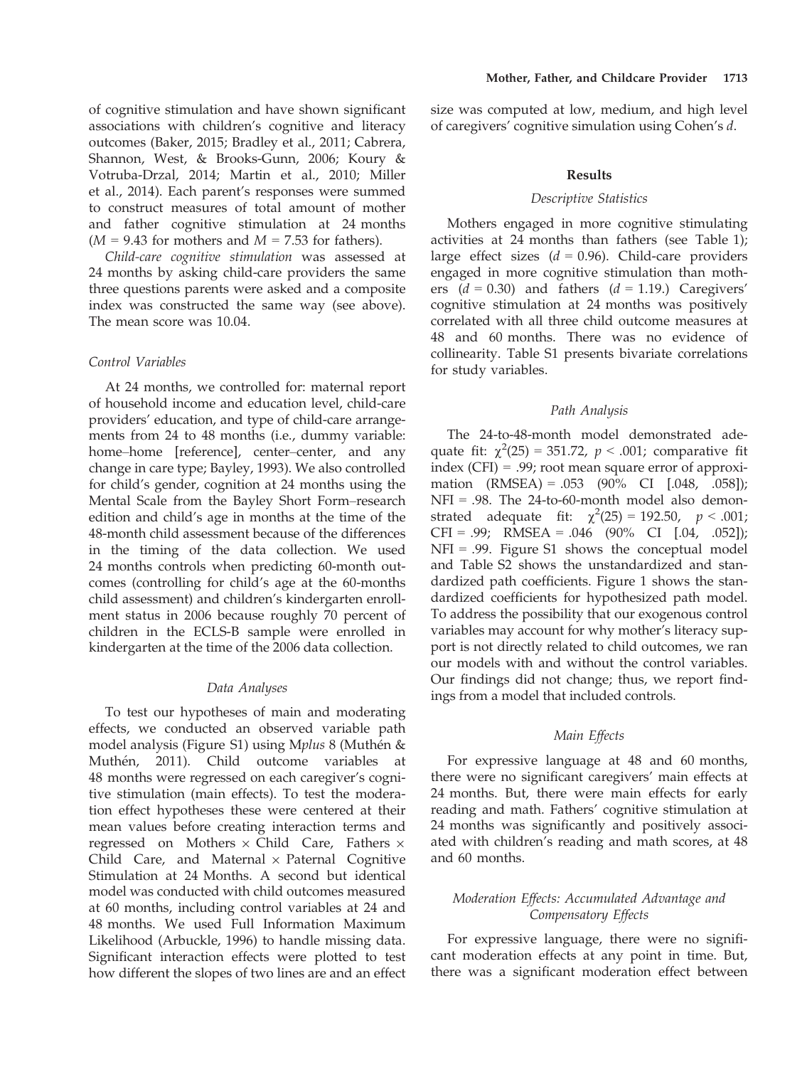of cognitive stimulation and have shown significant associations with children's cognitive and literacy outcomes (Baker, 2015; Bradley et al., 2011; Cabrera, Shannon, West, & Brooks-Gunn, 2006; Koury & Votruba-Drzal, 2014; Martin et al., 2010; Miller et al., 2014). Each parent's responses were summed to construct measures of total amount of mother and father cognitive stimulation at 24 months ($M = 9.43$ for mothers and $M = 7.53$ for fathers).

*Child-care cognitive stimulation* was assessed at 24 months by asking child-care providers the same three questions parents were asked and a composite index was constructed the same way (see above). The mean score was 10.04.

### Control Variables

At 24 months, we controlled for: maternal report of household income and education level, child-care providers' education, and type of child-care arrangements from 24 to 48 months (i.e., dummy variable: home–home [reference], center–center, and any change in care type; Bayley, 1993). We also controlled for child's gender, cognition at 24 months using the Mental Scale from the Bayley Short Form–research edition and child's age in months at the time of the 48-month child assessment because of the differences in the timing of the data collection. We used 24 months controls when predicting 60-month outcomes (controlling for child's age at the 60-months child assessment) and children's kindergarten enrollment status in 2006 because roughly 70 percent of children in the ECLS-B sample were enrolled in kindergarten at the time of the 2006 data collection.

### Data Analyses

To test our hypotheses of main and moderating effects, we conducted an observed variable path model analysis (Figure S1) using M*plus* 8 (Muthén & Muthén, 2011). Child outcome variables at 48 months were regressed on each caregiver's cognitive stimulation (main effects). To test the moderation effect hypotheses these were centered at their mean values before creating interaction terms and regressed on Mothers × Child Care, Fathers × Child Care, and Maternal × Paternal Cognitive Stimulation at 24 Months. A second but identical model was conducted with child outcomes measured at 60 months, including control variables at 24 and 48 months. We used Full Information Maximum Likelihood (Arbuckle, 1996) to handle missing data. Significant interaction effects were plotted to test how different the slopes of two lines are and an effect size was computed at low, medium, and high level of caregivers' cognitive simulation using Cohen's *d*.

## Results

### Descriptive Statistics

Mothers engaged in more cognitive stimulating activities at 24 months than fathers (see Table 1); large effect sizes ($d = 0.96$). Child-care providers engaged in more cognitive stimulation than mothers ($d = 0.30$) and fathers ($d = 1.19$.) Caregivers' cognitive stimulation at 24 months was positively correlated with all three child outcome measures at 48 and 60 months. There was no evidence of collinearity. Table S1 presents bivariate correlations for study variables.

### Path Analysis

The 24-to-48-month model demonstrated adequate fit: $\chi^2(25) = 351.72$, $p < .001$; comparative fit index (CFI) = .99; root mean square error of approximation (RMSEA) = .053 (90% CI [.048, .058]); NFI = .98. The 24-to-60-month model also demonstrated adequate fit: $\chi^2(25) = 192.50$, $p < .001$; CFI = .99; RMSEA = .046 (90% CI [.04, .052]); NFI = .99. Figure S1 shows the conceptual model and Table S2 shows the unstandardized and standardized path coefficients. Figure 1 shows the standardized coefficients for hypothesized path model. To address the possibility that our exogenous control variables may account for why mother's literacy support is not directly related to child outcomes, we ran our models with and without the control variables. Our findings did not change; thus, we report findings from a model that included controls.

### Main Effects

For expressive language at 48 and 60 months, there were no significant caregivers' main effects at 24 months. But, there were main effects for early reading and math. Fathers' cognitive stimulation at 24 months was significantly and positively associated with children's reading and math scores, at 48 and 60 months.

### Moderation Effects: Accumulated Advantage and Compensatory Effects

For expressive language, there were no significant moderation effects at any point in time. But, there was a significant moderation effect between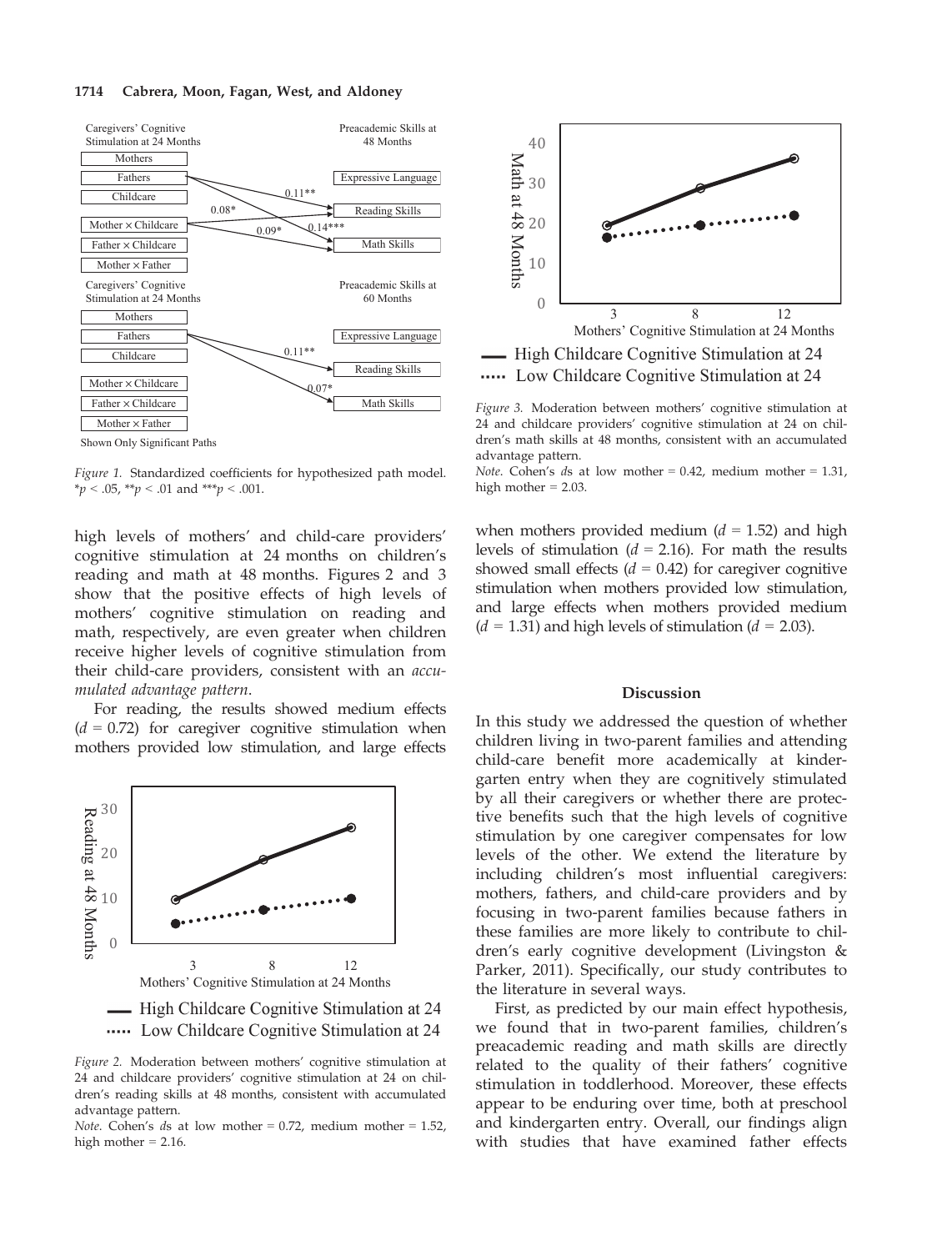Caregivers' Cognitive Stimulation at 24 Months

Preacademic Skills at 48 Months

Mothers

Fathers

Childcare

Mother × Childcare

Father × Childcare

Mother × Father

Expressive Language

Reading Skills

Math Skills

0.11**

0.08*

0.09*

0.14***

Caregivers' Cognitive Stimulation at 24 Months

Preacademic Skills at 60 Months

Mothers

Fathers

Childcare

Mother × Childcare

Father × Childcare

Mother × Father

Expressive Language

Reading Skills

Math Skills

0.11**

0.07*

Shown Only Significant Paths

*Figure 1.* Standardized coefficients for hypothesized path model. *$p < .05$, **$p < .01$ and ***$p < .001$.

high levels of mothers' and child-care providers' cognitive stimulation at 24 months on children's reading and math at 48 months. Figures 2 and 3 show that the positive effects of high levels of mothers' cognitive stimulation on reading and math, respectively, are even greater when children receive higher levels of cognitive stimulation from their child-care providers, consistent with an *accumulated advantage pattern*.

For reading, the results showed medium effects ($d = 0.72$) for caregiver cognitive stimulation when mothers provided low stimulation, and large effects when mothers provided medium ($d = 1.52$) and high levels of stimulation ($d = 2.16$). For math the results showed small effects ($d = 0.42$) for caregiver cognitive stimulation when mothers provided low stimulation, and large effects when mothers provided medium ($d = 1.31$) and high levels of stimulation ($d = 2.03$).

Reading at 48 Months

Mothers' Cognitive Stimulation at 24 Months

High Childcare Cognitive Stimulation at 24

Low Childcare Cognitive Stimulation at 24

*Figure 2.* Moderation between mothers' cognitive stimulation at 24 and childcare providers' cognitive stimulation at 24 on children's reading skills at 48 months, consistent with accumulated advantage pattern.

*Note.* Cohen's *d*s at low mother = 0.72, medium mother = 1.52, high mother = 2.16.

Math at 48 Months

Mothers' Cognitive Stimulation at 24 Months

High Childcare Cognitive Stimulation at 24

Low Childcare Cognitive Stimulation at 24

*Figure 3.* Moderation between mothers' cognitive stimulation at 24 and childcare providers' cognitive stimulation at 24 on children's math skills at 48 months, consistent with an accumulated advantage pattern.

*Note.* Cohen's *d*s at low mother = 0.42, medium mother = 1.31, high mother = 2.03.

## Discussion

In this study we addressed the question of whether children living in two-parent families and attending child-care benefit more academically at kindergarten entry when they are cognitively stimulated by all their caregivers or whether there are protective benefits such that the high levels of cognitive stimulation by one caregiver compensates for low levels of the other. We extend the literature by including children's most influential caregivers: mothers, fathers, and child-care providers and by focusing in two-parent families because fathers in these families are more likely to contribute to children's early cognitive development (Livingston & Parker, 2011). Specifically, our study contributes to the literature in several ways.

First, as predicted by our main effect hypothesis, we found that in two-parent families, children's preacademic reading and math skills are directly related to the quality of their fathers' cognitive stimulation in toddlerhood. Moreover, these effects appear to be enduring over time, both at preschool and kindergarten entry. Overall, our findings align with studies that have examined father effects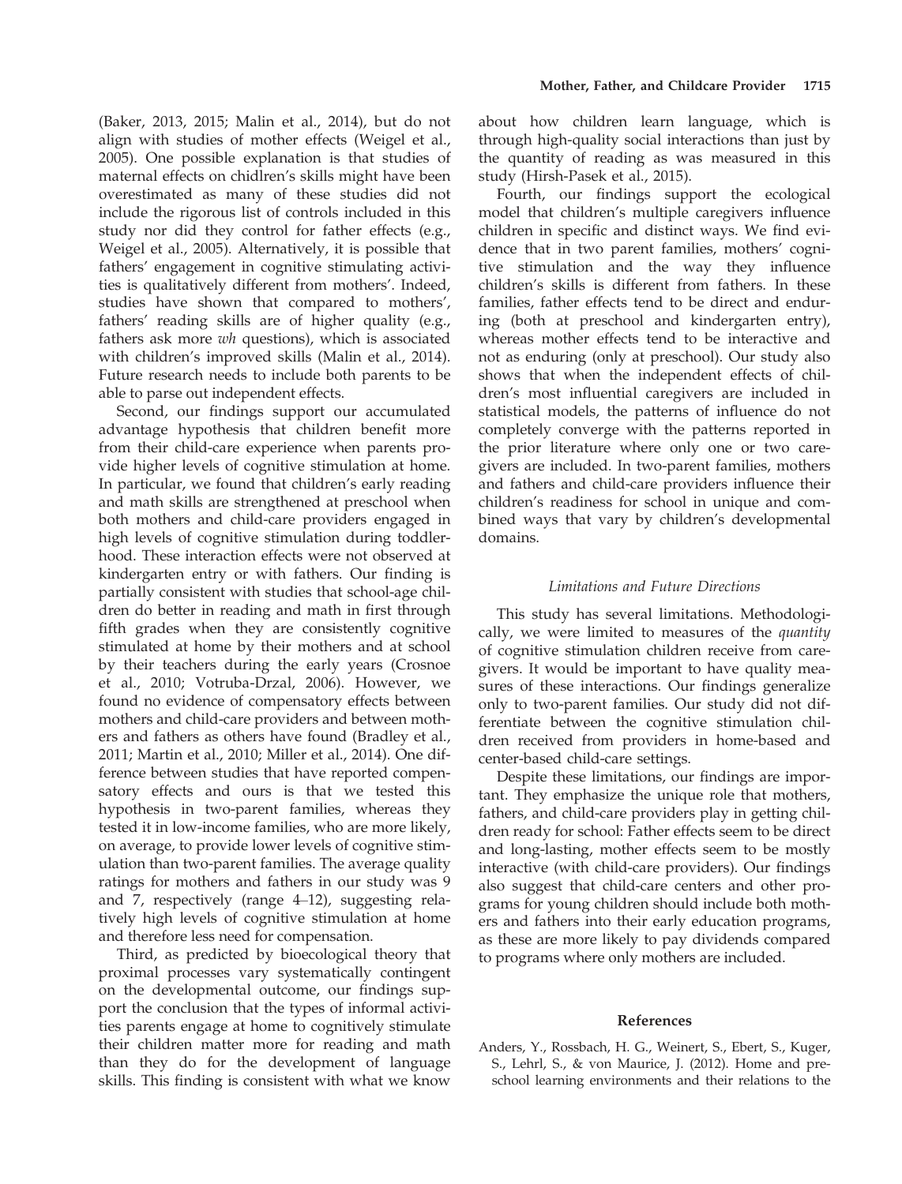(Baker, 2013, 2015; Malin et al., 2014), but do not align with studies of mother effects (Weigel et al., 2005). One possible explanation is that studies of maternal effects on chidlren's skills might have been overestimated as many of these studies did not include the rigorous list of controls included in this study nor did they control for father effects (e.g., Weigel et al., 2005). Alternatively, it is possible that fathers' engagement in cognitive stimulating activities is qualitatively different from mothers'. Indeed, studies have shown that compared to mothers', fathers' reading skills are of higher quality (e.g., fathers ask more *wh* questions), which is associated with children's improved skills (Malin et al., 2014). Future research needs to include both parents to be able to parse out independent effects.

Second, our findings support our accumulated advantage hypothesis that children benefit more from their child-care experience when parents provide higher levels of cognitive stimulation at home. In particular, we found that children's early reading and math skills are strengthened at preschool when both mothers and child-care providers engaged in high levels of cognitive stimulation during toddlerhood. These interaction effects were not observed at kindergarten entry or with fathers. Our finding is partially consistent with studies that school-age children do better in reading and math in first through fifth grades when they are consistently cognitive stimulated at home by their mothers and at school by their teachers during the early years (Crosnoe et al., 2010; Votruba-Drzal, 2006). However, we found no evidence of compensatory effects between mothers and child-care providers and between mothers and fathers as others have found (Bradley et al., 2011; Martin et al., 2010; Miller et al., 2014). One difference between studies that have reported compensatory effects and ours is that we tested this hypothesis in two-parent families, whereas they tested it in low-income families, who are more likely, on average, to provide lower levels of cognitive stimulation than two-parent families. The average quality ratings for mothers and fathers in our study was 9 and 7, respectively (range 4–12), suggesting relatively high levels of cognitive stimulation at home and therefore less need for compensation.

Third, as predicted by biocological theory that proximal processes vary systematically contingent on the developmental outcome, our findings support the conclusion that the types of informal activities parents engage at home to cognitively stimulate their children matter more for reading and math than they do for the development of language skills. This finding is consistent with what we know about how children learn language, which is through high-quality social interactions than just by the quantity of reading as was measured in this study (Hirsh-Pasek et al., 2015).

Fourth, our findings support the ecological model that children's multiple caregivers influence children in specific and distinct ways. We find evidence that in two parent families, mothers' cognitive stimulation and the way they influence children's skills is different from fathers. In these families, father effects tend to be direct and enduring (both at preschool and kindergarten entry), whereas mother effects tend to be interactive and not as enduring (only at preschool). Our study also shows that when the independent effects of children's most influential caregivers are included in statistical models, the patterns of influence do not completely converge with the patterns reported in the prior literature where only one or two caregivers are included. In two-parent families, mothers and fathers and child-care providers influence their children's readiness for school in unique and combined ways that vary by children's developmental domains.

### *Limitations and Future Directions*

This study has several limitations. Methodologically, we were limited to measures of the *quantity* of cognitive stimulation children receive from caregivers. It would be important to have quality measures of these interactions. Our findings generalize only to two-parent families. Our study did not differentiate between the cognitive stimulation children received from providers in home-based and center-based child-care settings.

Despite these limitations, our findings are important. They emphasize the unique role that mothers, fathers, and child-care providers play in getting children ready for school: Father effects seem to be direct and long-lasting, mother effects seem to be mostly interactive (with child-care providers). Our findings also suggest that child-care centers and other programs for young children should include both mothers and fathers into their early education programs, as these are more likely to pay dividends compared to programs where only mothers are included.

## References

Anders, Y., Rossbach, H. G., Weinert, S., Ebert, S., Kuger, S., Lehrl, S., & von Maurice, J. (2012). Home and preschool learning environments and their relations to the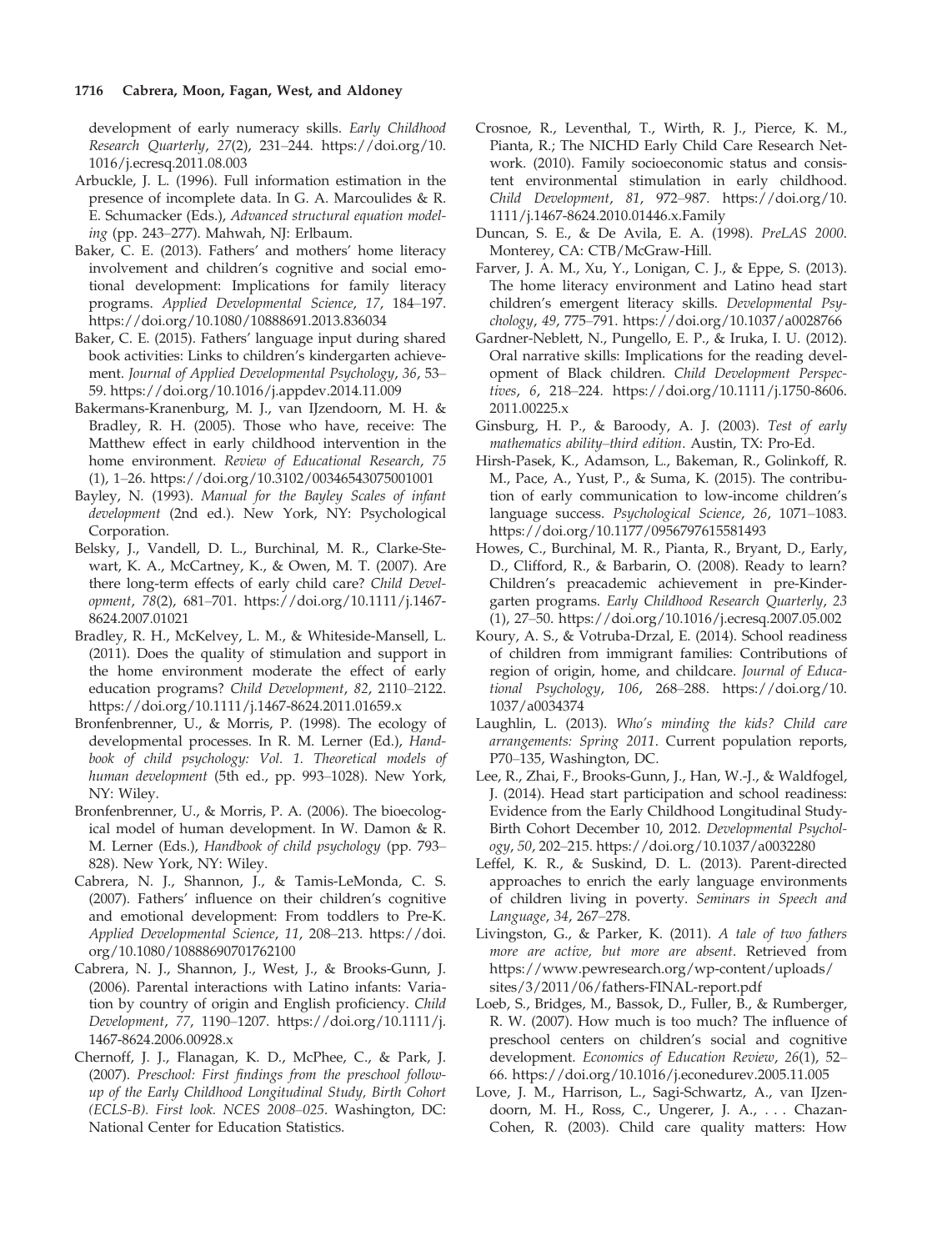development of early numeracy skills. *Early Childhood Research Quarterly*, *27*(2), 231–244. https://doi.org/10.1016/j.ecresq.2011.08.003

Arbuckle, J. L. (1996). Full information estimation in the presence of incomplete data. In G. A. Marcoulides & R. E. Schumacker (Eds.), *Advanced structural equation modeling* (pp. 243–277). Mahwah, NJ: Erlbaum.

Baker, C. E. (2013). Fathers' and mothers' home literacy involvement and children's cognitive and social emotional development: Implications for family literacy programs. *Applied Developmental Science*, *17*, 184–197. https://doi.org/10.1080/10888691.2013.836034

Baker, C. E. (2015). Fathers' language input during shared book activities: Links to children's kindergarten achievement. *Journal of Applied Developmental Psychology*, *36*, 53–59. https://doi.org/10.1016/j.appdev.2014.11.009

Bakermans-Kranenburg, M. J., van IJzendoorn, M. H. & Bradley, R. H. (2005). Those who have, receive: The Matthew effect in early childhood intervention in the home environment. *Review of Educational Research*, *75* (1), 1–26. https://doi.org/10.3102/00346543075001001

Bayley, N. (1993). *Manual for the Bayley Scales of infant development* (2nd ed.). New York, NY: Psychological Corporation.

Belsky, J., Vandell, D. L., Burchinal, M. R., Clarke-Stewart, K. A., McCartney, K., & Owen, M. T. (2007). Are there long-term effects of early child care? *Child Development*, *78*(2), 681–701. https://doi.org/10.1111/j.1467-8624.2007.01021

Bradley, R. H., McKelvey, L. M., & Whiteside-Mansell, L. (2011). Does the quality of stimulation and support in the home environment moderate the effect of early education programs? *Child Development*, *82*, 2110–2122. https://doi.org/10.1111/j.1467-8624.2011.01659.x

Bronfenbrenner, U., & Morris, P. (1998). The ecology of developmental processes. In R. M. Lerner (Ed.), *Handbook of child psychology: Vol. 1. Theoretical models of human development* (5th ed., pp. 993–1028). New York, NY: Wiley.

Bronfenbrenner, U., & Morris, P. A. (2006). The bioecological model of human development. In W. Damon & R. M. Lerner (Eds.), *Handbook of child psychology* (pp. 793–828). New York, NY: Wiley.

Cabrera, N. J., Shannon, J., & Tamis-LeMonda, C. S. (2007). Fathers' influence on their children's cognitive and emotional development: From toddlers to Pre-K. *Applied Developmental Science*, *11*, 208–213. https://doi.org/10.1080/10888690701762100

Cabrera, N. J., Shannon, J., West, J., & Brooks-Gunn, J. (2006). Parental interactions with Latino infants: Variation by country of origin and English proficiency. *Child Development*, *77*, 1190–1207. https://doi.org/10.1111/j.1467-8624.2006.00928.x

Chernoff, J. J., Flanagan, K. D., McPhee, C., & Park, J. (2007). *Preschool: First findings from the preschool follow-up of the Early Childhood Longitudinal Study, Birth Cohort (ECLS-B). First look. NCES 2008–025*. Washington, DC: National Center for Education Statistics.

Crosnoe, R., Leventhal, T., Wirth, R. J., Pierce, K. M., Pianta, R.; The NICHD Early Child Care Research Network. (2010). Family socioeconomic status and consistent environmental stimulation in early childhood. *Child Development*, *81*, 972–987. https://doi.org/10.1111/j.1467-8624.2010.01446.x.Family

Duncan, S. E., & De Avila, E. A. (1998). *PreLAS 2000*. Monterey, CA: CTB/McGraw-Hill.

Farver, J. A. M., Xu, Y., Lonigan, C. J., & Eppe, S. (2013). The home literacy environment and Latino head start children's emergent literacy skills. *Developmental Psychology*, *49*, 775–791. https://doi.org/10.1037/a0028766

Gardner-Neblett, N., Pungello, E. P., & Iruka, I. U. (2012). Oral narrative skills: Implications for the reading development of Black children. *Child Development Perspectives*, *6*, 218–224. https://doi.org/10.1111/j.1750-8606.2011.00225.x

Ginsburg, H. P., & Baroody, A. J. (2003). *Test of early mathematics ability–third edition*. Austin, TX: Pro-Ed.

Hirsh-Pasek, K., Adamson, L., Bakeman, R., Golinkoff, R. M., Pace, A., Yust, P., & Suma, K. (2015). The contribution of early communication to low-income children's language success. *Psychological Science*, *26*, 1071–1083. https://doi.org/10.1177/0956797615581493

Howes, C., Burchinal, M. R., Pianta, R., Bryant, D., Early, D., Clifford, R., & Barbarin, O. (2008). Ready to learn? Children's preacademic achievement in pre-Kindergarten programs. *Early Childhood Research Quarterly*, *23* (1), 27–50. https://doi.org/10.1016/j.ecresq.2007.05.002

Koury, A. S., & Votruba-Drzal, E. (2014). School readiness of children from immigrant families: Contributions of region of origin, home, and childcare. *Journal of Educational Psychology*, *106*, 268–288. https://doi.org/10.1037/a0034374

Laughlin, L. (2013). *Who's minding the kids? Child care arrangements: Spring 2011*. Current population reports, P70–135, Washington, DC.

Lee, R., Zhai, F., Brooks-Gunn, J., Han, W.-J., & Waldfogel, J. (2014). Head start participation and school readiness: Evidence from the Early Childhood Longitudinal Study-Birth Cohort December 10, 2012. *Developmental Psychology*, *50*, 202–215. https://doi.org/10.1037/a0032280

Leffel, K. R., & Suskind, D. L. (2013). Parent-directed approaches to enrich the early language environments of children living in poverty. *Seminars in Speech and Language*, *34*, 267–278.

Livingston, G., & Parker, K. (2011). *A tale of two fathers more are active, but more are absent*. Retrieved from https://www.pewresearch.org/wp-content/uploads/sites/3/2011/06/fathers-FINAL-report.pdf

Loeb, S., Bridges, M., Bassok, D., Fuller, B., & Rumberger, R. W. (2007). How much is too much? The influence of preschool centers on children's social and cognitive development. *Economics of Education Review*, *26*(1), 52–66. https://doi.org/10.1016/j.econedurev.2005.11.005

Love, J. M., Harrison, L., Sagi-Schwartz, A., van IJzendoorn, M. H., Ross, C., Ungerer, J. A., . . . Chazan-Cohen, R. (2003). Child care quality matters: How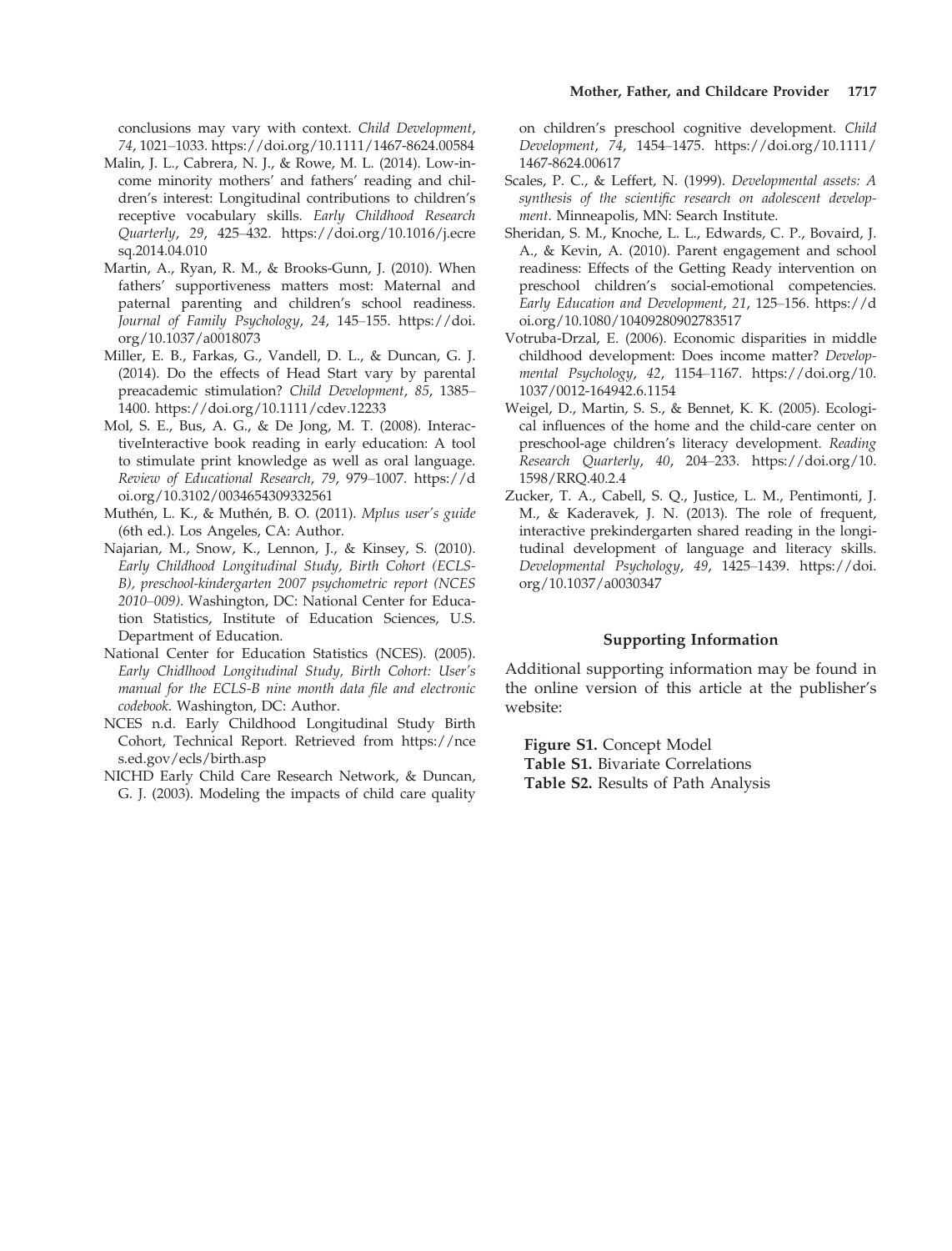conclusions may vary with context. *Child Development*, *74*, 1021–1033. https://doi.org/10.1111/1467-8624.00584

Malin, J. L., Cabrera, N. J., & Rowe, M. L. (2014). Low-income minority mothers' and fathers' reading and children's interest: Longitudinal contributions to children's receptive vocabulary skills. *Early Childhood Research Quarterly*, *29*, 425–432. https://doi.org/10.1016/j.ecresq.2014.04.010

Martin, A., Ryan, R. M., & Brooks-Gunn, J. (2010). When fathers' supportiveness matters most: Maternal and paternal parenting and children's school readiness. *Journal of Family Psychology*, *24*, 145–155. https://doi.org/10.1037/a0018073

Miller, E. B., Farkas, G., Vandell, D. L., & Duncan, G. J. (2014). Do the effects of Head Start vary by parental preacademic stimulation? *Child Development*, *85*, 1385–1400. https://doi.org/10.1111/cdev.12233

Mol, S. E., Bus, A. G., & De Jong, M. T. (2008). InteractiveInteractive book reading in early education: A tool to stimulate print knowledge as well as oral language. *Review of Educational Research*, *79*, 979–1007. https://doi.org/10.3102/0034654309332561

Muthén, L. K., & Muthén, B. O. (2011). *Mplus user's guide* (6th ed.). Los Angeles, CA: Author.

Najarian, M., Snow, K., Lennon, J., & Kinsey, S. (2010). *Early Childhood Longitudinal Study, Birth Cohort (ECLS-B), preschool-kindergarten 2007 psychometric report (NCES 2010–009)*. Washington, DC: National Center for Education Statistics, Institute of Education Sciences, U.S. Department of Education.

National Center for Education Statistics (NCES). (2005). *Early Chidlhood Longitudinal Study, Birth Cohort: User's manual for the ECLS-B nine month data file and electronic codebook*. Washington, DC: Author.

NCES n.d. Early Childhood Longitudinal Study Birth Cohort, Technical Report. Retrieved from https://nces.ed.gov/ecls/birth.asp

NICHD Early Child Care Research Network, & Duncan, G. J. (2003). Modeling the impacts of child care quality on children's preschool cognitive development. *Child Development*, *74*, 1454–1475. https://doi.org/10.1111/1467-8624.00617

Scales, P. C., & Leffert, N. (1999). *Developmental assets: A synthesis of the scientific research on adolescent development*. Minneapolis, MN: Search Institute.

Sheridan, S. M., Knoche, L. L., Edwards, C. P., Bovaird, J. A., & Kevin, A. (2010). Parent engagement and school readiness: Effects of the Getting Ready intervention on preschool children's social-emotional competencies. *Early Education and Development*, *21*, 125–156. https://doi.org/10.1080/10409280902783517

Votruba-Drzal, E. (2006). Economic disparities in middle childhood development: Does income matter? *Developmental Psychology*, *42*, 1154–1167. https://doi.org/10.1037/0012-164942.6.1154

Weigel, D., Martin, S. S., & Bennet, K. K. (2005). Ecological influences of the home and the child-care center on preschool-age children's literacy development. *Reading Research Quarterly*, *40*, 204–233. https://doi.org/10.1598/RRQ.40.2.4

Zucker, T. A., Cabell, S. Q., Justice, L. M., Pentimonti, J. M., & Kaderavek, J. N. (2013). The role of frequent, interactive prekindergarten shared reading in the longitudinal development of language and literacy skills. *Developmental Psychology*, *49*, 1425–1439. https://doi.org/10.1037/a0030347

## Supporting Information

Additional supporting information may be found in the online version of this article at the publisher's website:

**Figure S1.** Concept Model
**Table S1.** Bivariate Correlations
**Table S2.** Results of Path Analysis